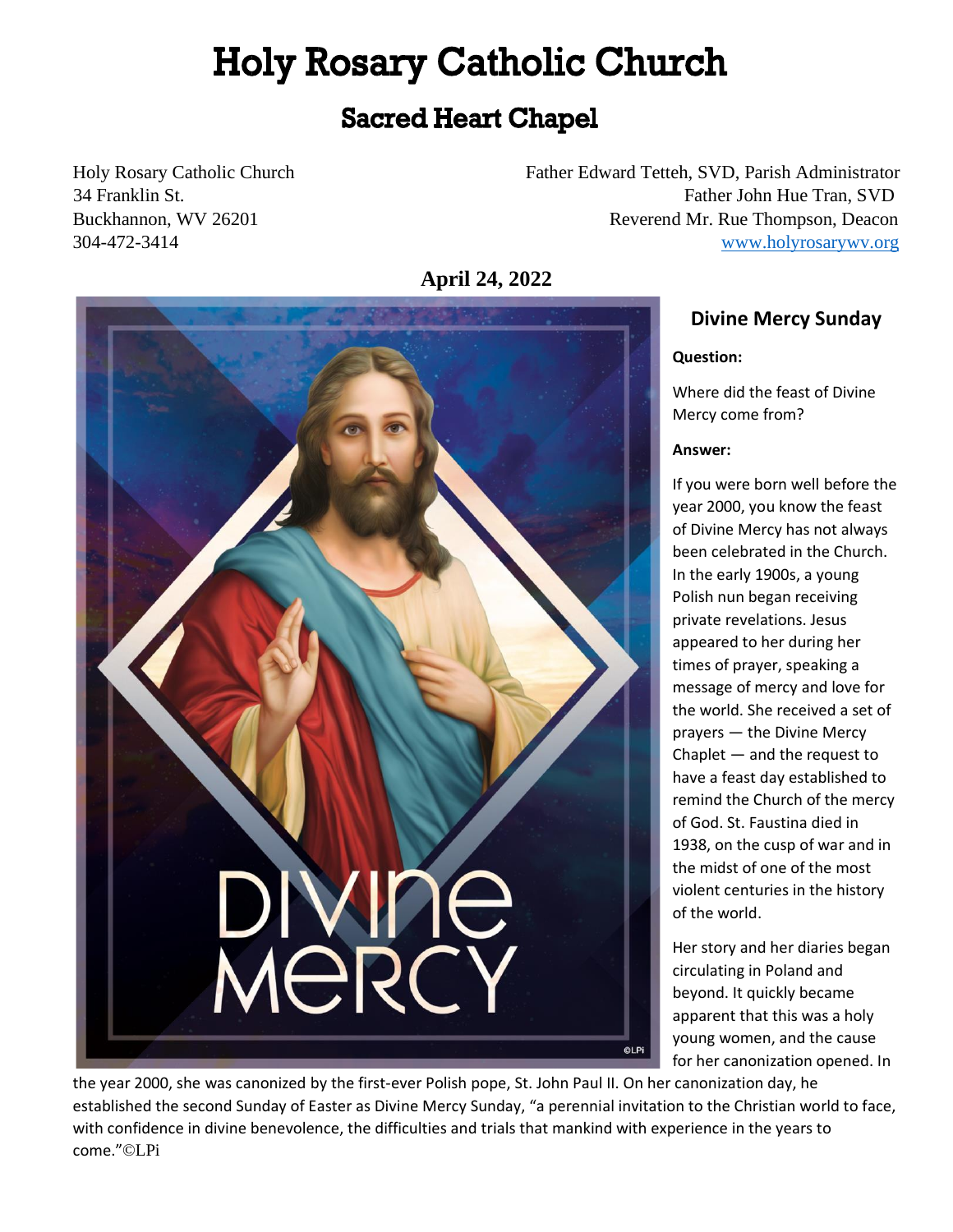# Holy Rosary Catholic Church

## Sacred Heart Chapel

Holy Rosary Catholic Church
34 Franklin St.
Buckhannon, WV 26201
304-472-3414

Father Edward Tetteh, SVD, Parish Administrator
Father John Hue Tran, SVD
Reverend Mr. Rue Thompson, Deacon
www.holyrosarywv.org

**April 24, 2022**

### Divine Mercy Sunday

**Question:**

Where did the feast of Divine Mercy come from?

**Answer:**

If you were born well before the year 2000, you know the feast of Divine Mercy has not always been celebrated in the Church. In the early 1900s, a young Polish nun began receiving private revelations. Jesus appeared to her during her times of prayer, speaking a message of mercy and love for the world. She received a set of prayers — the Divine Mercy Chaplet — and the request to have a feast day established to remind the Church of the mercy of God. St. Faustina died in 1938, on the cusp of war and in the midst of one of the most violent centuries in the history of the world.

Her story and her diaries began circulating in Poland and beyond. It quickly became apparent that this was a holy young women, and the cause for her canonization opened. In the year 2000, she was canonized by the first-ever Polish pope, St. John Paul II. On her canonization day, he established the second Sunday of Easter as Divine Mercy Sunday, "a perennial invitation to the Christian world to face, with confidence in divine benevolence, the difficulties and trials that mankind with experience in the years to come."©LPi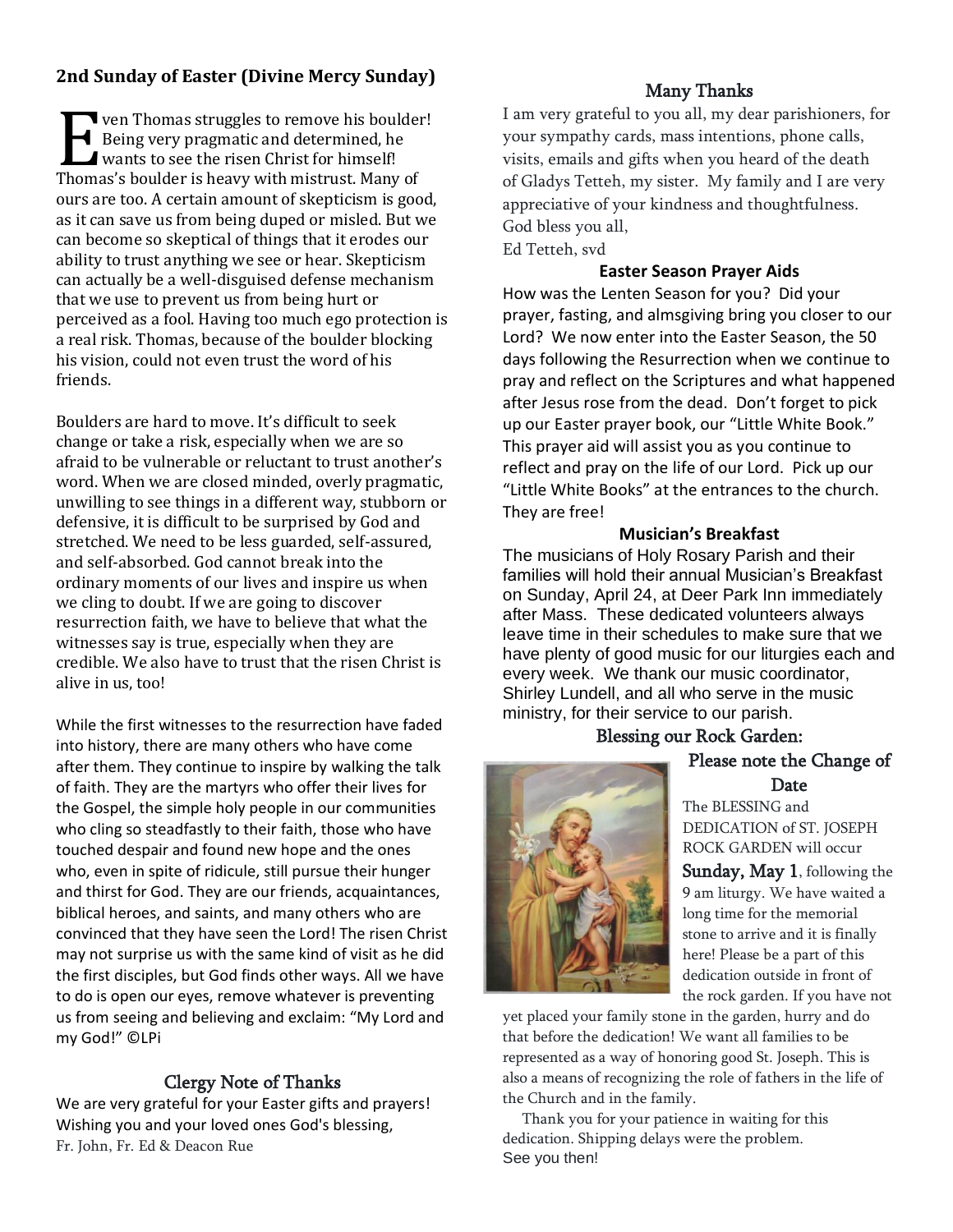## 2nd Sunday of Easter (Divine Mercy Sunday)

Even Thomas struggles to remove his boulder! Being very pragmatic and determined, he wants to see the risen Christ for himself! Thomas's boulder is heavy with mistrust. Many of ours are too. A certain amount of skepticism is good, as it can save us from being duped or misled. But we can become so skeptical of things that it erodes our ability to trust anything we see or hear. Skepticism can actually be a well-disguised defense mechanism that we use to prevent us from being hurt or perceived as a fool. Having too much ego protection is a real risk. Thomas, because of the boulder blocking his vision, could not even trust the word of his friends.

Boulders are hard to move. It's difficult to seek change or take a risk, especially when we are so afraid to be vulnerable or reluctant to trust another's word. When we are closed minded, overly pragmatic, unwilling to see things in a different way, stubborn or defensive, it is difficult to be surprised by God and stretched. We need to be less guarded, self-assured, and self-absorbed. God cannot break into the ordinary moments of our lives and inspire us when we cling to doubt. If we are going to discover resurrection faith, we have to believe that what the witnesses say is true, especially when they are credible. We also have to trust that the risen Christ is alive in us, too!

While the first witnesses to the resurrection have faded into history, there are many others who have come after them. They continue to inspire by walking the talk of faith. They are the martyrs who offer their lives for the Gospel, the simple holy people in our communities who cling so steadfastly to their faith, those who have touched despair and found new hope and the ones who, even in spite of ridicule, still pursue their hunger and thirst for God. They are our friends, acquaintances, biblical heroes, and saints, and many others who are convinced that they have seen the Lord! The risen Christ may not surprise us with the same kind of visit as he did the first disciples, but God finds other ways. All we have to do is open our eyes, remove whatever is preventing us from seeing and believing and exclaim: "My Lord and my God!" ©LPi

### Clergy Note of Thanks

We are very grateful for your Easter gifts and prayers! Wishing you and your loved ones God's blessing,
Fr. John, Fr. Ed & Deacon Rue

### Many Thanks

I am very grateful to you all, my dear parishioners, for your sympathy cards, mass intentions, phone calls, visits, emails and gifts when you heard of the death of Gladys Tetteh, my sister. My family and I are very appreciative of your kindness and thoughtfulness.
God bless you all,
Ed Tetteh, svd

### Easter Season Prayer Aids

How was the Lenten Season for you? Did your prayer, fasting, and almsgiving bring you closer to our Lord? We now enter into the Easter Season, the 50 days following the Resurrection when we continue to pray and reflect on the Scriptures and what happened after Jesus rose from the dead. Don't forget to pick up our Easter prayer book, our "Little White Book." This prayer aid will assist you as you continue to reflect and pray on the life of our Lord. Pick up our "Little White Books" at the entrances to the church. They are free!

### Musician's Breakfast

The musicians of Holy Rosary Parish and their families will hold their annual Musician's Breakfast on Sunday, April 24, at Deer Park Inn immediately after Mass. These dedicated volunteers always leave time in their schedules to make sure that we have plenty of good music for our liturgies each and every week. We thank our music coordinator, Shirley Lundell, and all who serve in the music ministry, for their service to our parish.

### Blessing our Rock Garden:

### Please note the Change of Date

The BLESSING and DEDICATION of ST. JOSEPH ROCK GARDEN will occur **Sunday, May 1**, following the 9 am liturgy. We have waited a long time for the memorial stone to arrive and it is finally here! Please be a part of this dedication outside in front of the rock garden. If you have not yet placed your family stone in the garden, hurry and do that before the dedication! We want all families to be represented as a way of honoring good St. Joseph. This is also a means of recognizing the role of fathers in the life of the Church and in the family.

Thank you for your patience in waiting for this dedication. Shipping delays were the problem.
See you then!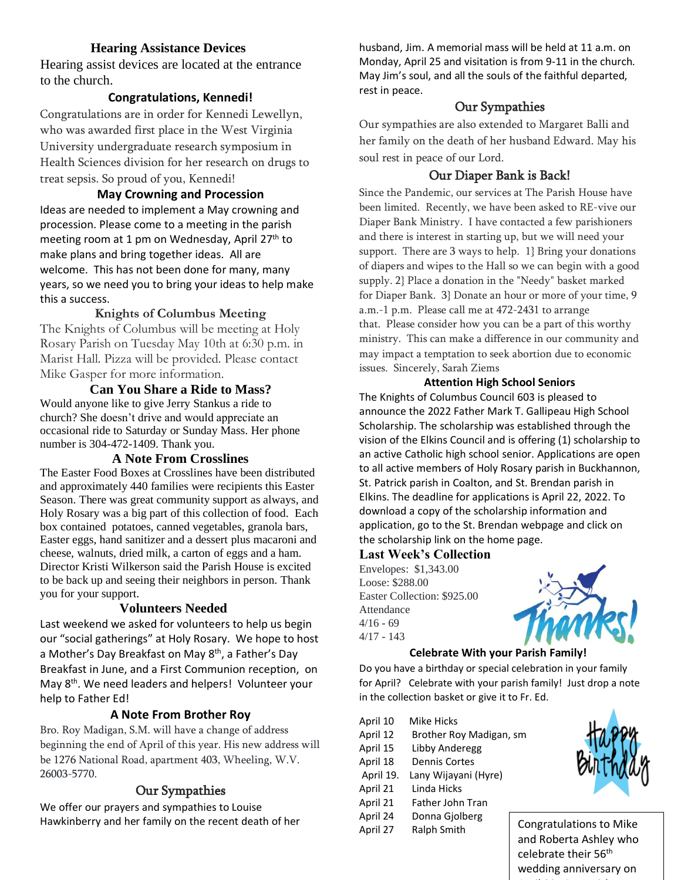## Hearing Assistance Devices

Hearing assist devices are located at the entrance to the church.

## Congratulations, Kennedi!

Congratulations are in order for Kennedi Lewellyn, who was awarded first place in the West Virginia University undergraduate research symposium in Health Sciences division for her research on drugs to treat sepsis. So proud of you, Kennedi!

## May Crowning and Procession

Ideas are needed to implement a May crowning and procession. Please come to a meeting in the parish meeting room at 1 pm on Wednesday, April 27th to make plans and bring together ideas. All are welcome. This has not been done for many, many years, so we need you to bring your ideas to help make this a success.

## Knights of Columbus Meeting

The Knights of Columbus will be meeting at Holy Rosary Parish on Tuesday May 10th at 6:30 p.m. in Marist Hall. Pizza will be provided. Please contact Mike Gasper for more information.

## Can You Share a Ride to Mass?

Would anyone like to give Jerry Stankus a ride to church? She doesn't drive and would appreciate an occasional ride to Saturday or Sunday Mass. Her phone number is 304-472-1409. Thank you.

## A Note From Crosslines

The Easter Food Boxes at Crosslines have been distributed and approximately 440 families were recipients this Easter Season. There was great community support as always, and Holy Rosary was a big part of this collection of food. Each box contained potatoes, canned vegetables, granola bars, Easter eggs, hand sanitizer and a dessert plus macaroni and cheese, walnuts, dried milk, a carton of eggs and a ham. Director Kristi Wilkerson said the Parish House is excited to be back up and seeing their neighbors in person. Thank you for your support.

## Volunteers Needed

Last weekend we asked for volunteers to help us begin our "social gatherings" at Holy Rosary. We hope to host a Mother's Day Breakfast on May 8th, a Father's Day Breakfast in June, and a First Communion reception, on May 8th. We need leaders and helpers! Volunteer your help to Father Ed!

## A Note From Brother Roy

Bro. Roy Madigan, S.M. will have a change of address beginning the end of April of this year. His new address will be 1276 National Road, apartment 403, Wheeling, W.V. 26003-5770.

## Our Sympathies

We offer our prayers and sympathies to Louise Hawkinberry and her family on the recent death of her husband, Jim. A memorial mass will be held at 11 a.m. on Monday, April 25 and visitation is from 9-11 in the church. May Jim's soul, and all the souls of the faithful departed, rest in peace.

## Our Sympathies

Our sympathies are also extended to Margaret Balli and her family on the death of her husband Edward. May his soul rest in peace of our Lord.

## Our Diaper Bank is Back!

Since the Pandemic, our services at The Parish House have been limited. Recently, we have been asked to RE-vive our Diaper Bank Ministry. I have contacted a few parishioners and there is interest in starting up, but we will need your support. There are 3 ways to help. 1} Bring your donations of diapers and wipes to the Hall so we can begin with a good supply. 2} Place a donation in the "Needy" basket marked for Diaper Bank. 3} Donate an hour or more of your time, 9 a.m.-1 p.m. Please call me at 472-2431 to arrange that. Please consider how you can be a part of this worthy ministry. This can make a difference in our community and may impact a temptation to seek abortion due to economic issues. Sincerely, Sarah Ziems

## Attention High School Seniors

The Knights of Columbus Council 603 is pleased to announce the 2022 Father Mark T. Gallipeau High School Scholarship. The scholarship was established through the vision of the Elkins Council and is offering (1) scholarship to an active Catholic high school senior. Applications are open to all active members of Holy Rosary parish in Buckhannon, St. Patrick parish in Coalton, and St. Brendan parish in Elkins. The deadline for applications is April 22, 2022. To download a copy of the scholarship information and application, go to the St. Brendan webpage and click on the scholarship link on the home page.

## Last Week's Collection

Envelopes: $1,343.00
Loose: $288.00
Easter Collection: $925.00
Attendance
4/16 - 69
4/17 - 143

Thanks!

## Celebrate With your Parish Family!

Do you have a birthday or special celebration in your family for April? Celebrate with your parish family! Just drop a note in the collection basket or give it to Fr. Ed.

April 10 Mike Hicks
April 12 Brother Roy Madigan, sm
April 15 Libby Anderegg
April 18 Dennis Cortes
April 19. Lany Wijayani (Hyre)
April 21 Linda Hicks
April 21 Father John Tran
April 24 Donna Gjolberg
April 27 Ralph Smith

Happy Birthday

Congratulations to Mike and Roberta Ashley who celebrate their 56th wedding anniversary on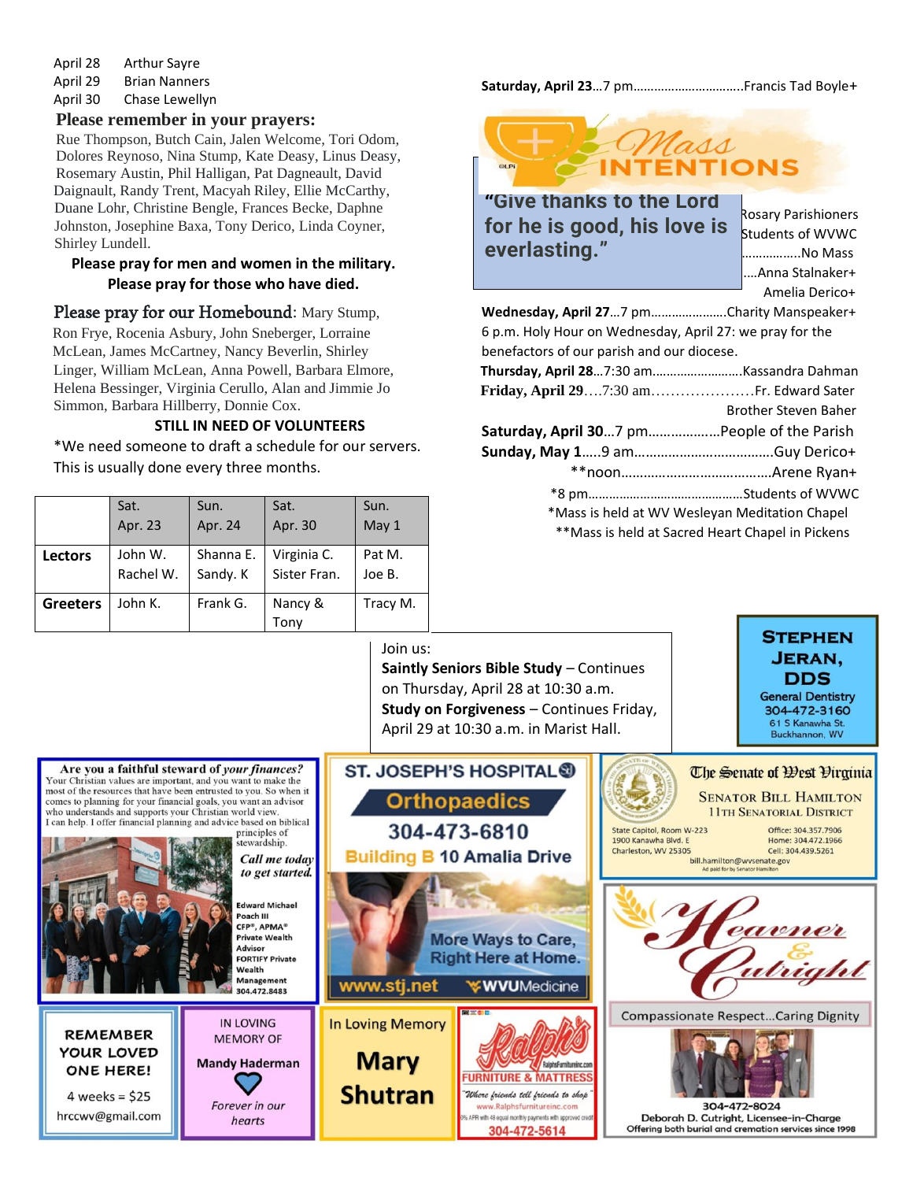April 28 Arthur Sayre
April 29 Brian Nanners
April 30 Chase Lewellyn

### Please remember in your prayers:

Rue Thompson, Butch Cain, Jalen Welcome, Tori Odom, Dolores Reynoso, Nina Stump, Kate Deasy, Linus Deasy, Rosemary Austin, Phil Halligan, Pat Dagneault, David Daignault, Randy Trent, Macyah Riley, Ellie McCarthy, Duane Lohr, Christine Bengle, Frances Becke, Daphne Johnston, Josephine Baxa, Tony Derico, Linda Coyner, Shirley Lundell.

**Please pray for men and women in the military.**
**Please pray for those who have died.**

Please pray for our Homebound: Mary Stump, Ron Frye, Rocenia Asbury, John Sneberger, Lorraine McLean, James McCartney, Nancy Beverlin, Shirley Linger, William McLean, Anna Powell, Barbara Elmore, Helena Bessinger, Virginia Cerullo, Alan and Jimmie Jo Simmon, Barbara Hillberry, Donnie Cox.

**STILL IN NEED OF VOLUNTEERS**

*We need someone to draft a schedule for our servers. This is usually done every three months.

| | Sat. Apr. 23 | Sun. Apr. 24 | Sat. Apr. 30 | Sun. May 1 |
|---|---|---|---|---|
| **Lectors** | John W. Rachel W. | Shanna E. Sandy. K | Virginia C. Sister Fran. | Pat M. Joe B. |
| **Greeters** | John K. | Frank G. | Nancy & Tony | Tracy M. |

**Saturday, April 23**…7 pm…………………………Francis Tad Boyle+

## Mass INTENTIONS

**"Give thanks to the Lord for he is good, his love is everlasting."**

Rosary Parishioners
Students of WVWC
……………..No Mass
….Anna Stalnaker+
Amelia Derico+

**Wednesday, April 27**…7 pm………………….Charity Manspeaker+
6 p.m. Holy Hour on Wednesday, April 27: we pray for the benefactors of our parish and our diocese.
**Thursday, April 28**…7:30 am……………………..Kassandra Dahman
**Friday, April 29**….7:30 am…………………Fr. Edward Sater
Brother Steven Baher
**Saturday, April 30**…7 pm……………….People of the Parish
**Sunday, May 1**…..9 am………………………………Guy Derico+
**noon…………………………………Arene Ryan+
*8 pm……………………………………Students of WVWC
*Mass is held at WV Wesleyan Meditation Chapel
**Mass is held at Sacred Heart Chapel in Pickens

Join us:
**Saintly Seniors Bible Study** – Continues on Thursday, April 28 at 10:30 a.m.
**Study on Forgiveness** – Continues Friday, April 29 at 10:30 a.m. in Marist Hall.

**STEPHEN JERAN, DDS**
General Dentistry
304-472-3160
61 S Kanawha St.
Buckhannon, WV

**Are you a faithful steward of *your finances*?**
Your Christian values are important, and you want to make the most of the resources that have been entrusted to you. So when it comes to planning for your financial goals, you want an advisor who understands and supports your Christian world view. I can help. I offer financial planning and advice based on biblical principles of stewardship.
*Call me today to get started.*
Edward Michael Poach III
CFP®, APMA®
Private Wealth Advisor
FORTIFY Private Wealth Management
304.472.8483

**ST. JOSEPH'S HOSPITAL**
**Orthopaedics**
**304-473-6810**
**Building B 10 Amalia Drive**
More Ways to Care, Right Here at Home.
www.stj.net WVUMedicine

**The Senate of West Virginia**
SENATOR BILL HAMILTON
11TH SENATORIAL DISTRICT
State Capitol, Room W-223
1900 Kanawha Blvd. E
Charleston, WV 25305
Office: 304.357.7906
Home: 304.472.1966
Cell: 304.439.5261
bill.hamilton@wvsenate.gov
Ad paid for by Senator Hamilton

**Heavner & Cutright**
Compassionate Respect…Caring Dignity
304-472-8024
Deborah D. Cutright, Licensee-in-Charge
Offering both burial and cremation services since 1998

**REMEMBER YOUR LOVED ONE HERE!**
4 weeks = $25
hrccwv@gmail.com

IN LOVING MEMORY OF
**Mandy Haderman**
*Forever in our hearts*

In Loving Memory
**Mary Shutran**

**Ralph's**
FURNITURE & MATTRESS
*"Where friends tell friends to shop"*
www.Ralphsfurnitureinc.com
0% APR with 48 equal monthly payments with approved credit
304-472-5614